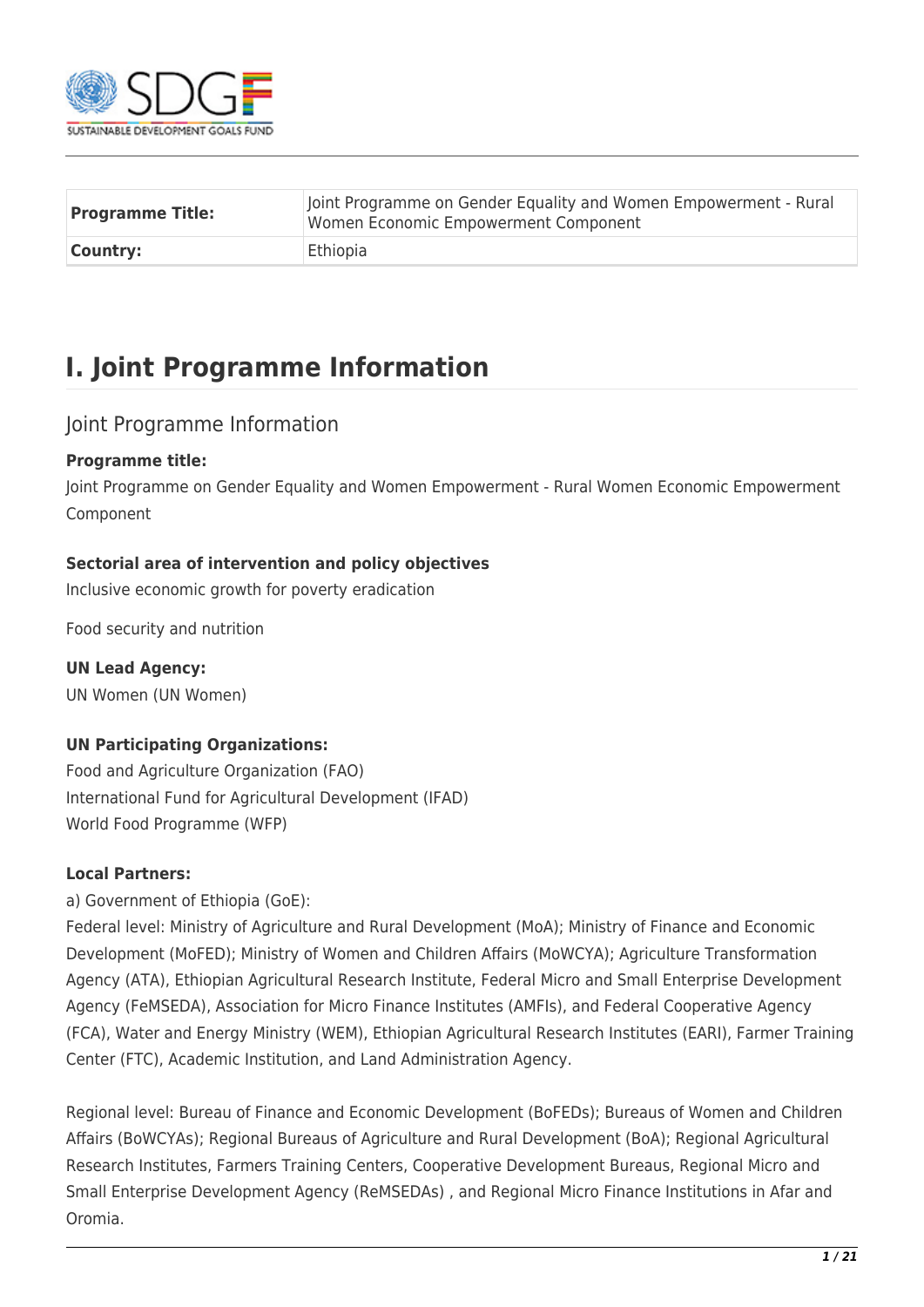| Programme Title: | Joint Programme on Gender Equality and Women Empowerment - Rural Women Economic Empowerment Component |
|---|---|
| Country: | Ethiopia |

# I. Joint Programme Information

## Joint Programme Information

**Programme title:**

Joint Programme on Gender Equality and Women Empowerment - Rural Women Economic Empowerment Component

**Sectorial area of intervention and policy objectives**

Inclusive economic growth for poverty eradication

Food security and nutrition

**UN Lead Agency:**

UN Women (UN Women)

**UN Participating Organizations:**

Food and Agriculture Organization (FAO)
International Fund for Agricultural Development (IFAD)
World Food Programme (WFP)

**Local Partners:**

a) Government of Ethiopia (GoE):

Federal level: Ministry of Agriculture and Rural Development (MoA); Ministry of Finance and Economic Development (MoFED); Ministry of Women and Children Affairs (MoWCYA); Agriculture Transformation Agency (ATA), Ethiopian Agricultural Research Institute, Federal Micro and Small Enterprise Development Agency (FeMSEDA), Association for Micro Finance Institutes (AMFIs), and Federal Cooperative Agency (FCA), Water and Energy Ministry (WEM), Ethiopian Agricultural Research Institutes (EARI), Farmer Training Center (FTC), Academic Institution, and Land Administration Agency.

Regional level: Bureau of Finance and Economic Development (BoFEDs); Bureaus of Women and Children Affairs (BoWCYAs); Regional Bureaus of Agriculture and Rural Development (BoA); Regional Agricultural Research Institutes, Farmers Training Centers, Cooperative Development Bureaus, Regional Micro and Small Enterprise Development Agency (ReMSEDAs) , and Regional Micro Finance Institutions in Afar and Oromia.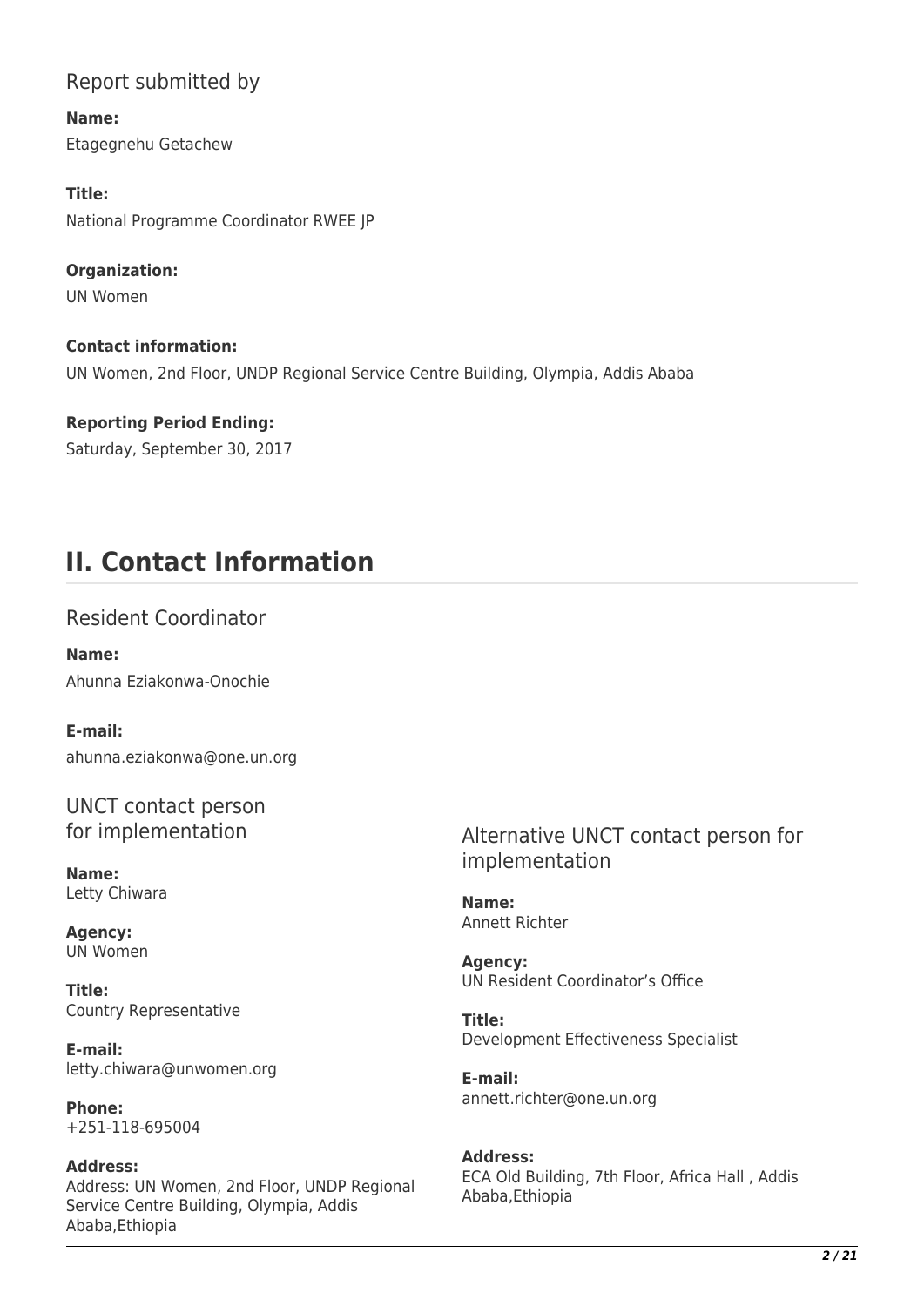## Report submitted by

**Name:**
Etagegnehu Getachew

**Title:**
National Programme Coordinator RWEE JP

**Organization:**
UN Women

**Contact information:**
UN Women, 2nd Floor, UNDP Regional Service Centre Building, Olympia, Addis Ababa

**Reporting Period Ending:**
Saturday, September 30, 2017

# II. Contact Information

## Resident Coordinator

**Name:**
Ahunna Eziakonwa-Onochie

**E-mail:**
ahunna.eziakonwa@one.un.org

## UNCT contact person for implementation

**Name:**
Letty Chiwara

**Agency:**
UN Women

**Title:**
Country Representative

**E-mail:**
letty.chiwara@unwomen.org

**Phone:**
+251-118-695004

**Address:**
Address: UN Women, 2nd Floor, UNDP Regional Service Centre Building, Olympia, Addis Ababa,Ethiopia

## Alternative UNCT contact person for implementation

**Name:**
Annett Richter

**Agency:**
UN Resident Coordinator's Office

**Title:**
Development Effectiveness Specialist

**E-mail:**
annett.richter@one.un.org

**Address:**
ECA Old Building, 7th Floor, Africa Hall , Addis Ababa,Ethiopia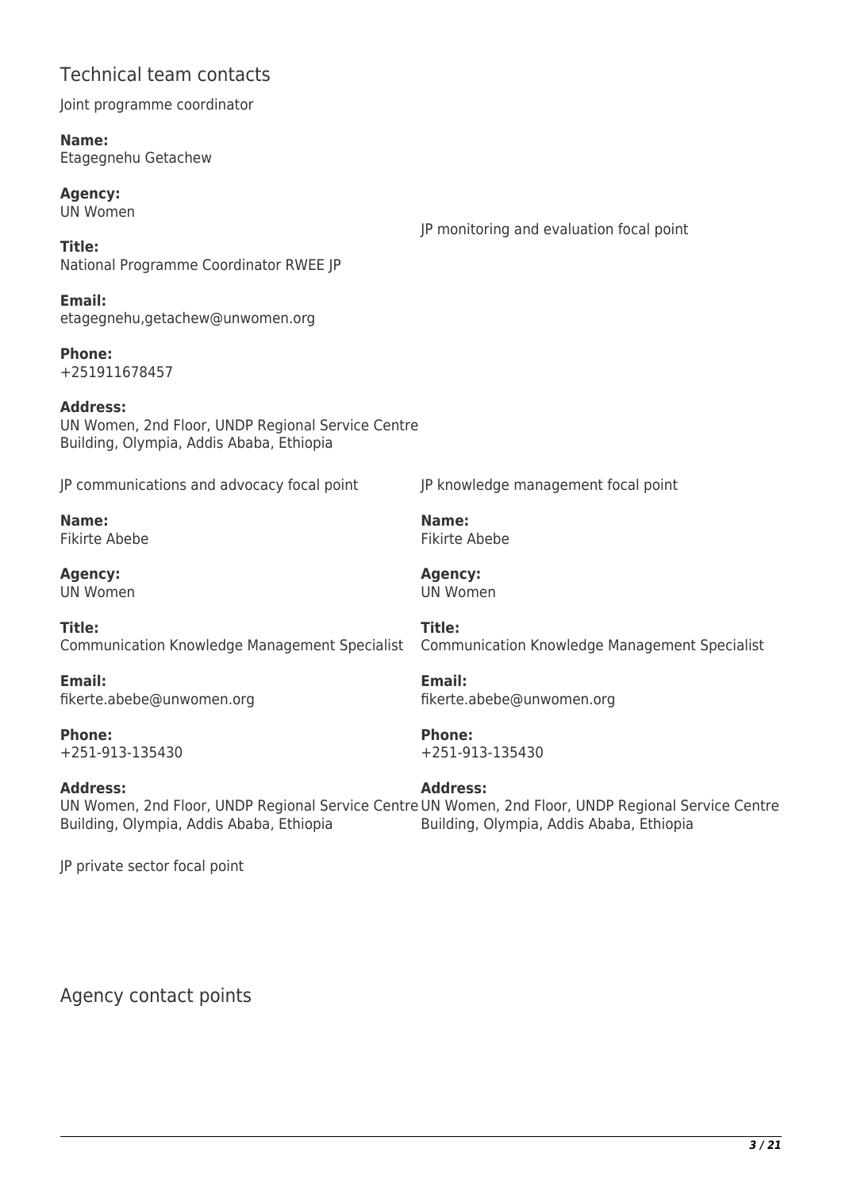## Technical team contacts

Joint programme coordinator

**Name:**
Etagegnehu Getachew

**Agency:**
UN Women

**Title:**
National Programme Coordinator RWEE JP

**Email:**
etagegnehu,getachew@unwomen.org

**Phone:**
+251911678457

**Address:**
UN Women, 2nd Floor, UNDP Regional Service Centre Building, Olympia, Addis Ababa, Ethiopia

JP monitoring and evaluation focal point

JP communications and advocacy focal point

**Name:**
Fikirte Abebe

**Agency:**
UN Women

**Title:**
Communication Knowledge Management Specialist

**Email:**
fikerte.abebe@unwomen.org

**Phone:**
+251-913-135430

**Address:**
UN Women, 2nd Floor, UNDP Regional Service Centre Building, Olympia, Addis Ababa, Ethiopia

JP knowledge management focal point

**Name:**
Fikirte Abebe

**Agency:**
UN Women

**Title:**
Communication Knowledge Management Specialist

**Email:**
fikerte.abebe@unwomen.org

**Phone:**
+251-913-135430

**Address:**
UN Women, 2nd Floor, UNDP Regional Service Centre Building, Olympia, Addis Ababa, Ethiopia

JP private sector focal point

## Agency contact points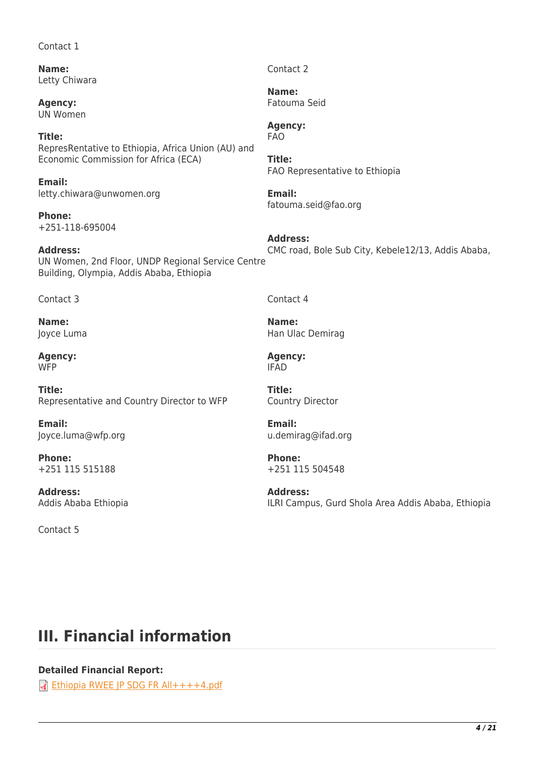Contact 1

**Name:**
Letty Chiwara

**Agency:**
UN Women

**Title:**
RepresRentative to Ethiopia, Africa Union (AU) and Economic Commission for Africa (ECA)

**Email:**
letty.chiwara@unwomen.org

**Phone:**
+251-118-695004

**Address:**
UN Women, 2nd Floor, UNDP Regional Service Centre Building, Olympia, Addis Ababa, Ethiopia

Contact 2

**Name:**
Fatouma Seid

**Agency:**
FAO

**Title:**
FAO Representative to Ethiopia

**Email:**
fatouma.seid@fao.org

**Address:**
CMC road, Bole Sub City, Kebele12/13, Addis Ababa,

Contact 3

**Name:**
Joyce Luma

**Agency:**
WFP

**Title:**
Representative and Country Director to WFP

**Email:**
Joyce.luma@wfp.org

**Phone:**
+251 115 515188

**Address:**
Addis Ababa Ethiopia

Contact 4

**Name:**
Han Ulac Demirag

**Agency:**
IFAD

**Title:**
Country Director

**Email:**
u.demirag@ifad.org

**Phone:**
+251 115 504548

**Address:**
ILRI Campus, Gurd Shola Area Addis Ababa, Ethiopia

Contact 5

# III. Financial information

**Detailed Financial Report:**

Ethiopia RWEE JP SDG FR All++++4.pdf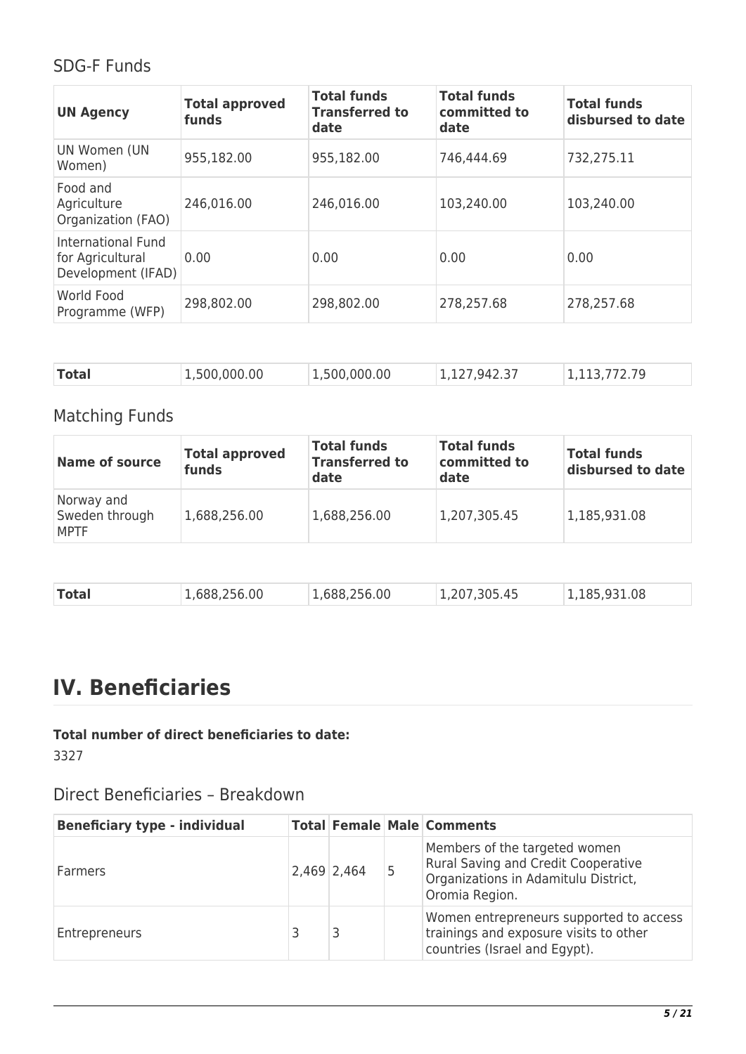## SDG-F Funds

| UN Agency | Total approved funds | Total funds Transferred to date | Total funds committed to date | Total funds disbursed to date |
|---|---|---|---|---|
| UN Women (UN Women) | 955,182.00 | 955,182.00 | 746,444.69 | 732,275.11 |
| Food and Agriculture Organization (FAO) | 246,016.00 | 246,016.00 | 103,240.00 | 103,240.00 |
| International Fund for Agricultural Development (IFAD) | 0.00 | 0.00 | 0.00 | 0.00 |
| World Food Programme (WFP) | 298,802.00 | 298,802.00 | 278,257.68 | 278,257.68 |
| **Total** | 1,500,000.00 | 1,500,000.00 | 1,127,942.37 | 1,113,772.79 |

## Matching Funds

| Name of source | Total approved funds | Total funds Transferred to date | Total funds committed to date | Total funds disbursed to date |
|---|---|---|---|---|
| Norway and Sweden through MPTF | 1,688,256.00 | 1,688,256.00 | 1,207,305.45 | 1,185,931.08 |
| **Total** | 1,688,256.00 | 1,688,256.00 | 1,207,305.45 | 1,185,931.08 |

# IV. Beneficiaries

**Total number of direct beneficiaries to date:**

3327

## Direct Beneficiaries – Breakdown

| Beneficiary type - individual | Total | Female | Male | Comments |
|---|---|---|---|---|
| Farmers | 2,469 | 2,464 | 5 | Members of the targeted women Rural Saving and Credit Cooperative Organizations in Adamitulu District, Oromia Region. |
| Entrepreneurs | 3 | 3 | | Women entrepreneurs supported to access trainings and exposure visits to other countries (Israel and Egypt). |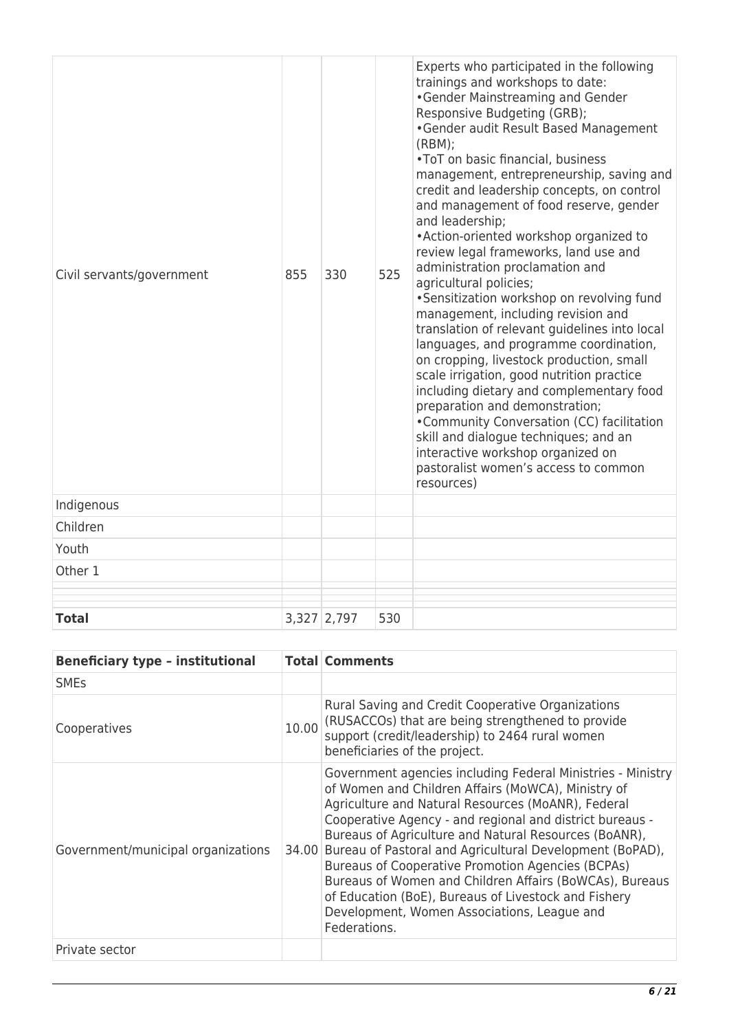| | | | | |
|---|---|---|---|---|
| Civil servants/government | 855 | 330 | 525 | Experts who participated in the following trainings and workshops to date:<br>•Gender Mainstreaming and Gender Responsive Budgeting (GRB);<br>•Gender audit Result Based Management (RBM);<br>•ToT on basic financial, business management, entrepreneurship, saving and credit and leadership concepts, on control and management of food reserve, gender and leadership;<br>•Action-oriented workshop organized to review legal frameworks, land use and administration proclamation and agricultural policies;<br>•Sensitization workshop on revolving fund management, including revision and translation of relevant guidelines into local languages, and programme coordination, on cropping, livestock production, small scale irrigation, good nutrition practice including dietary and complementary food preparation and demonstration;<br>•Community Conversation (CC) facilitation skill and dialogue techniques; and an interactive workshop organized on pastoralist women's access to common resources) |
| Indigenous | | | | |
| Children | | | | |
| Youth | | | | |
| Other 1 | | | | |
| | | | | |
| | | | | |
| **Total** | 3,327 | 2,797 | 530 | |

| **Beneficiary type – institutional** | **Total** | **Comments** |
|---|---|---|
| SMEs | | |
| Cooperatives | 10.00 | Rural Saving and Credit Cooperative Organizations (RUSACCOs) that are being strengthened to provide support (credit/leadership) to 2464 rural women beneficiaries of the project. |
| Government/municipal organizations | 34.00 | Government agencies including Federal Ministries - Ministry of Women and Children Affairs (MoWCA), Ministry of Agriculture and Natural Resources (MoANR), Federal Cooperative Agency - and regional and district bureaus - Bureaus of Agriculture and Natural Resources (BoANR), Bureau of Pastoral and Agricultural Development (BoPAD), Bureaus of Cooperative Promotion Agencies (BCPAs) Bureaus of Women and Children Affairs (BoWCAs), Bureaus of Education (BoE), Bureaus of Livestock and Fishery Development, Women Associations, League and Federations. |
| Private sector | | |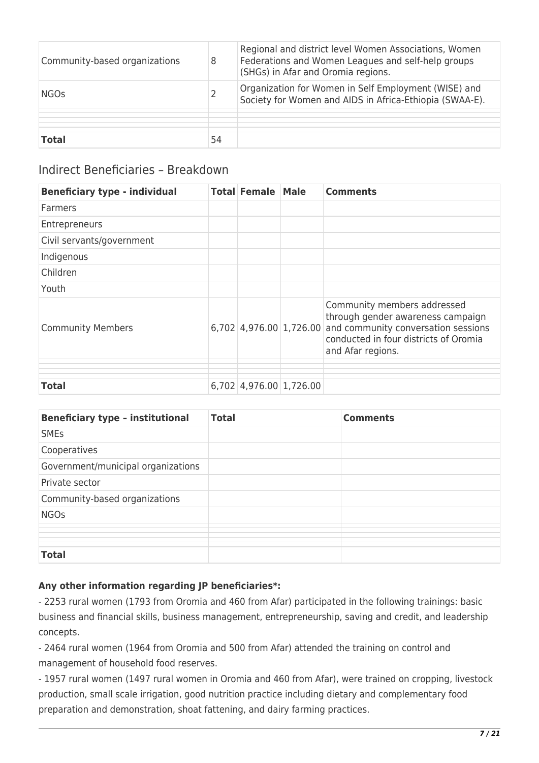| | | |
|---|---|---|
| Community-based organizations | 8 | Regional and district level Women Associations, Women Federations and Women Leagues and self-help groups (SHGs) in Afar and Oromia regions. |
| NGOs | 2 | Organization for Women in Self Employment (WISE) and Society for Women and AIDS in Africa-Ethiopia (SWAA-E). |
| | | |
| | | |
| | | |
| **Total** | 54 | |

## Indirect Beneficiaries – Breakdown

| Beneficiary type - individual | Total | Female | Male | Comments |
|---|---|---|---|---|
| Farmers | | | | |
| Entrepreneurs | | | | |
| Civil servants/government | | | | |
| Indigenous | | | | |
| Children | | | | |
| Youth | | | | |
| Community Members | 6,702 | 4,976.00 | 1,726.00 | Community members addressed through gender awareness campaign and community conversation sessions conducted in four districts of Oromia and Afar regions. |
| | | | | |
| | | | | |
| | | | | |
| **Total** | 6,702 | 4,976.00 | 1,726.00 | |

| Beneficiary type – institutional | Total | Comments |
|---|---|---|
| SMEs | | |
| Cooperatives | | |
| Government/municipal organizations | | |
| Private sector | | |
| Community-based organizations | | |
| NGOs | | |
| | | |
| | | |
| | | |
| **Total** | | |

**Any other information regarding JP beneficiaries*:**

- 2253 rural women (1793 from Oromia and 460 from Afar) participated in the following trainings: basic business and financial skills, business management, entrepreneurship, saving and credit, and leadership concepts.
- 2464 rural women (1964 from Oromia and 500 from Afar) attended the training on control and management of household food reserves.
- 1957 rural women (1497 rural women in Oromia and 460 from Afar), were trained on cropping, livestock production, small scale irrigation, good nutrition practice including dietary and complementary food preparation and demonstration, shoat fattening, and dairy farming practices.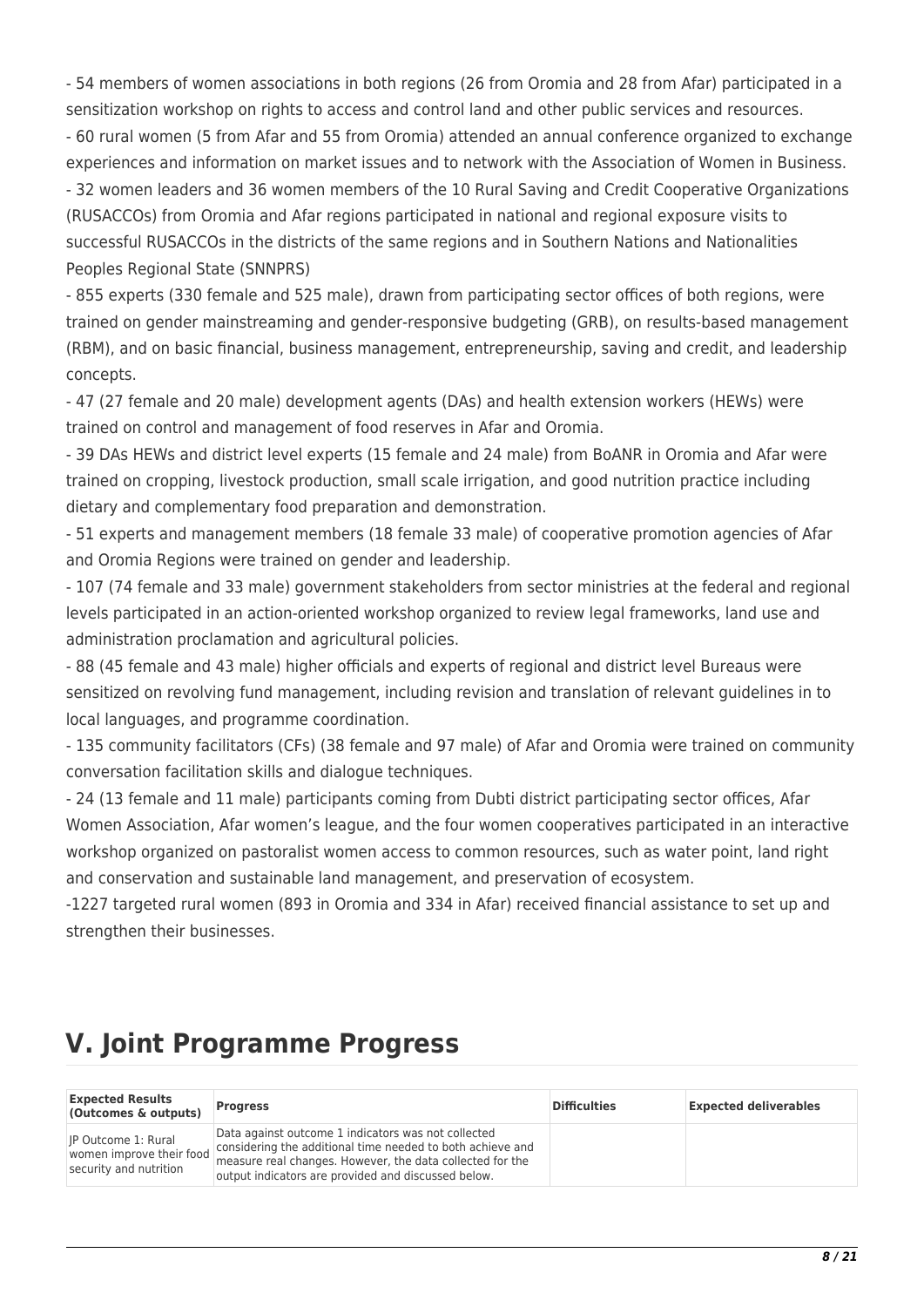- 54 members of women associations in both regions (26 from Oromia and 28 from Afar) participated in a sensitization workshop on rights to access and control land and other public services and resources.
- 60 rural women (5 from Afar and 55 from Oromia) attended an annual conference organized to exchange experiences and information on market issues and to network with the Association of Women in Business.
- 32 women leaders and 36 women members of the 10 Rural Saving and Credit Cooperative Organizations (RUSACCOs) from Oromia and Afar regions participated in national and regional exposure visits to successful RUSACCOs in the districts of the same regions and in Southern Nations and Nationalities Peoples Regional State (SNNPRS)
- 855 experts (330 female and 525 male), drawn from participating sector offices of both regions, were trained on gender mainstreaming and gender-responsive budgeting (GRB), on results-based management (RBM), and on basic financial, business management, entrepreneurship, saving and credit, and leadership concepts.
- 47 (27 female and 20 male) development agents (DAs) and health extension workers (HEWs) were trained on control and management of food reserves in Afar and Oromia.
- 39 DAs HEWs and district level experts (15 female and 24 male) from BoANR in Oromia and Afar were trained on cropping, livestock production, small scale irrigation, and good nutrition practice including dietary and complementary food preparation and demonstration.
- 51 experts and management members (18 female 33 male) of cooperative promotion agencies of Afar and Oromia Regions were trained on gender and leadership.
- 107 (74 female and 33 male) government stakeholders from sector ministries at the federal and regional levels participated in an action-oriented workshop organized to review legal frameworks, land use and administration proclamation and agricultural policies.
- 88 (45 female and 43 male) higher officials and experts of regional and district level Bureaus were sensitized on revolving fund management, including revision and translation of relevant guidelines in to local languages, and programme coordination.
- 135 community facilitators (CFs) (38 female and 97 male) of Afar and Oromia were trained on community conversation facilitation skills and dialogue techniques.
- 24 (13 female and 11 male) participants coming from Dubti district participating sector offices, Afar Women Association, Afar women's league, and the four women cooperatives participated in an interactive workshop organized on pastoralist women access to common resources, such as water point, land right and conservation and sustainable land management, and preservation of ecosystem.
-1227 targeted rural women (893 in Oromia and 334 in Afar) received financial assistance to set up and strengthen their businesses.

# V. Joint Programme Progress

| Expected Results (Outcomes & outputs) | Progress | Difficulties | Expected deliverables |
|---|---|---|---|
| JP Outcome 1: Rural women improve their food security and nutrition | Data against outcome 1 indicators was not collected considering the additional time needed to both achieve and measure real changes. However, the data collected for the output indicators are provided and discussed below. | | |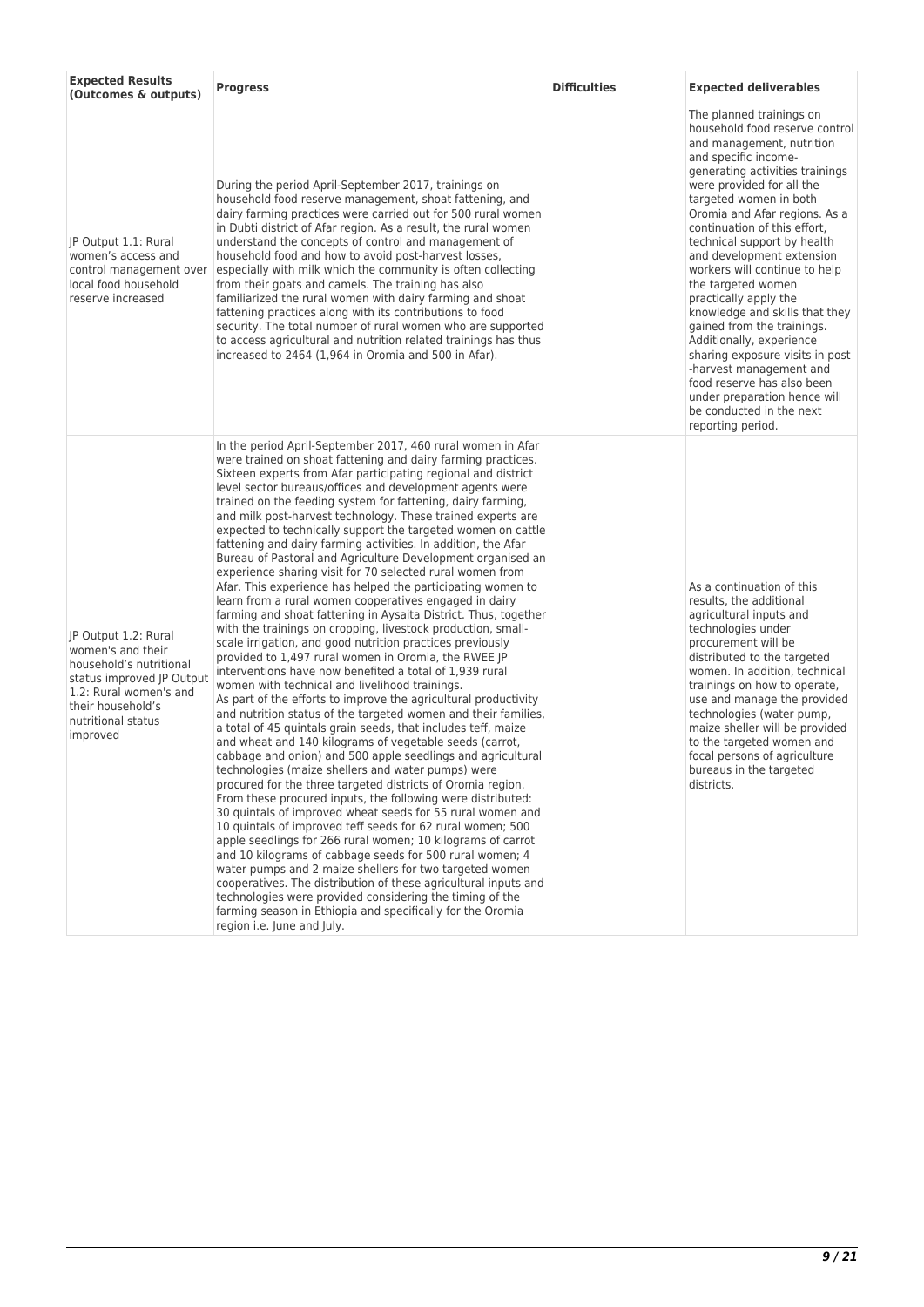| Expected Results (Outcomes & outputs) | Progress | Difficulties | Expected deliverables |
|---|---|---|---|
| JP Output 1.1: Rural women's access and control management over local food household reserve increased | During the period April-September 2017, trainings on household food reserve management, shoat fattening, and dairy farming practices were carried out for 500 rural women in Dubti district of Afar region. As a result, the rural women understand the concepts of control and management of household food and how to avoid post-harvest losses, especially with milk which the community is often collecting from their goats and camels. The training has also familiarized the rural women with dairy farming and shoat fattening practices along with its contributions to food security. The total number of rural women who are supported to access agricultural and nutrition related trainings has thus increased to 2464 (1,964 in Oromia and 500 in Afar). | | The planned trainings on household food reserve control and management, nutrition and specific income-generating activities trainings were provided for all the targeted women in both Oromia and Afar regions. As a continuation of this effort, technical support by health and development extension workers will continue to help the targeted women practically apply the knowledge and skills that they gained from the trainings. Additionally, experience sharing exposure visits in post-harvest management and food reserve has also been under preparation hence will be conducted in the next reporting period. |
| JP Output 1.2: Rural women's and their household's nutritional status improved JP Output 1.2: Rural women's and their household's nutritional status improved | In the period April-September 2017, 460 rural women in Afar were trained on shoat fattening and dairy farming practices. Sixteen experts from Afar participating regional and district level sector bureaus/offices and development agents were trained on the feeding system for fattening, dairy farming, and milk post-harvest technology. These trained experts are expected to technically support the targeted women on cattle fattening and dairy farming activities. In addition, the Afar Bureau of Pastoral and Agriculture Development organised an experience sharing visit for 70 selected rural women from Afar. This experience has helped the participating women to learn from a rural women cooperatives engaged in dairy farming and shoat fattening in Aysaita District. Thus, together with the trainings on cropping, livestock production, small-scale irrigation, and good nutrition practices previously provided to 1,497 rural women in Oromia, the RWEE JP interventions have now benefited a total of 1,939 rural women with technical and livelihood trainings.<br>As part of the efforts to improve the agricultural productivity and nutrition status of the targeted women and their families, a total of 45 quintals grain seeds, that includes teff, maize and wheat and 140 kilograms of vegetable seeds (carrot, cabbage and onion) and 500 apple seedlings and agricultural technologies (maize shellers and water pumps) were procured for the three targeted districts of Oromia region. From these procured inputs, the following were distributed: 30 quintals of improved wheat seeds for 55 rural women and 10 quintals of improved teff seeds for 62 rural women; 500 apple seedlings for 266 rural women; 10 kilograms of carrot and 10 kilograms of cabbage seeds for 500 rural women; 4 water pumps and 2 maize shellers for two targeted women cooperatives. The distribution of these agricultural inputs and technologies were provided considering the timing of the farming season in Ethiopia and specifically for the Oromia region i.e. June and July. | | As a continuation of this results, the additional agricultural inputs and technologies under procurement will be distributed to the targeted women. In addition, technical trainings on how to operate, use and manage the provided technologies (water pump, maize sheller will be provided to the targeted women and focal persons of agriculture bureaus in the targeted districts. |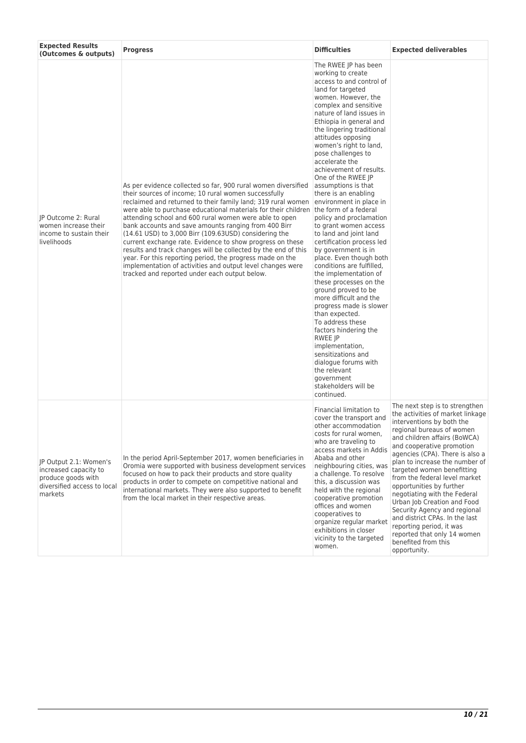| **Expected Results (Outcomes & outputs)** | **Progress** | **Difficulties** | **Expected deliverables** |
|---|---|---|---|
| JP Outcome 2: Rural women increase their income to sustain their livelihoods | As per evidence collected so far, 900 rural women diversified their sources of income; 10 rural women successfully reclaimed and returned to their family land; 319 rural women were able to purchase educational materials for their children attending school and 600 rural women were able to open bank accounts and save amounts ranging from 400 Birr (14.61 USD) to 3,000 Birr (109.63USD) considering the current exchange rate. Evidence to show progress on these results and track changes will be collected by the end of this year. For this reporting period, the progress made on the implementation of activities and output level changes were tracked and reported under each output below. | The RWEE JP has been working to create access to and control of land for targeted women. However, the complex and sensitive nature of land issues in Ethiopia in general and the lingering traditional attitudes opposing women's right to land, pose challenges to accelerate the achievement of results. One of the RWEE JP assumptions is that there is an enabling environment in place in the form of a federal policy and proclamation to grant women access to land and joint land certification process led by government is in place. Even though both conditions are fulfilled, the implementation of these processes on the ground proved to be more difficult and the progress made is slower than expected. To address these factors hindering the RWEE JP implementation, sensitizations and dialogue forums with the relevant government stakeholders will be continued. | |
| JP Output 2.1: Women's increased capacity to produce goods with diversified access to local markets | In the period April-September 2017, women beneficiaries in Oromia were supported with business development services focused on how to pack their products and store quality products in order to compete on competitive national and international markets. They were also supported to benefit from the local market in their respective areas. | Financial limitation to cover the transport and other accommodation costs for rural women, who are traveling to access markets in Addis Ababa and other neighbouring cities, was a challenge. To resolve this, a discussion was held with the regional cooperative promotion offices and women cooperatives to organize regular market exhibitions in closer vicinity to the targeted women. | The next step is to strengthen the activities of market linkage interventions by both the regional bureaus of women and children affairs (BoWCA) and cooperative promotion agencies (CPA). There is also a plan to increase the number of targeted women benefitting from the federal level market opportunities by further negotiating with the Federal Urban Job Creation and Food Security Agency and regional and district CPAs. In the last reporting period, it was reported that only 14 women benefited from this opportunity. |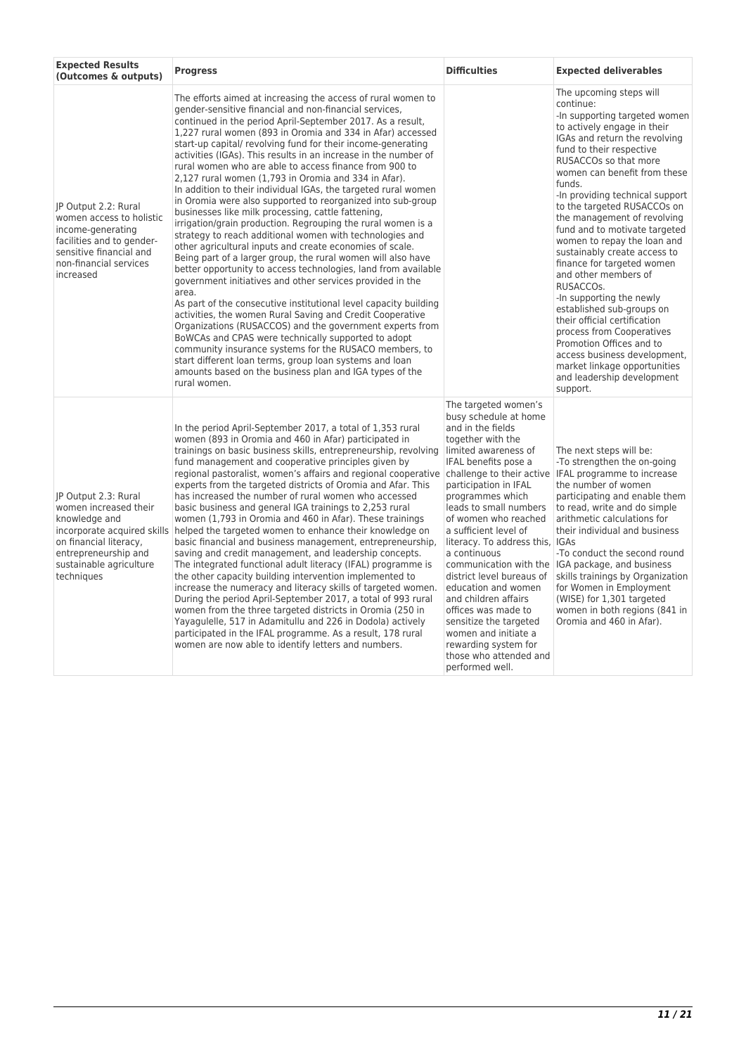| Expected Results (Outcomes & outputs) | Progress | Difficulties | Expected deliverables |
|---|---|---|---|
| JP Output 2.2: Rural women access to holistic income-generating facilities and to gender-sensitive financial and non-financial services increased | The efforts aimed at increasing the access of rural women to gender-sensitive financial and non-financial services, continued in the period April-September 2017. As a result, 1,227 rural women (893 in Oromia and 334 in Afar) accessed start-up capital/ revolving fund for their income-generating activities (IGAs). This results in an increase in the number of rural women who are able to access finance from 900 to 2,127 rural women (1,793 in Oromia and 334 in Afar).<br>In addition to their individual IGAs, the targeted rural women in Oromia were also supported to reorganized into sub-group businesses like milk processing, cattle fattening, irrigation/grain production. Regrouping the rural women is a strategy to reach additional women with technologies and other agricultural inputs and create economies of scale. Being part of a larger group, the rural women will also have better opportunity to access technologies, land from available government initiatives and other services provided in the area.<br>As part of the consecutive institutional level capacity building activities, the women Rural Saving and Credit Cooperative Organizations (RUSACCOS) and the government experts from BoWCAs and CPAS were technically supported to adopt community insurance systems for the RUSACO members, to start different loan terms, group loan systems and loan amounts based on the business plan and IGA types of the rural women. | | The upcoming steps will continue:<br>-In supporting targeted women to actively engage in their IGAs and return the revolving fund to their respective RUSACCOs so that more women can benefit from these funds.<br>-In providing technical support to the targeted RUSACCOs on the management of revolving fund and to motivate targeted women to repay the loan and sustainably create access to finance for targeted women and other members of RUSACCOs.<br>-In supporting the newly established sub-groups on their official certification process from Cooperatives Promotion Offices and to access business development, market linkage opportunities and leadership development support. |
| JP Output 2.3: Rural women increased their knowledge and incorporate acquired skills on financial literacy, entrepreneurship and sustainable agriculture techniques | In the period April-September 2017, a total of 1,353 rural women (893 in Oromia and 460 in Afar) participated in trainings on basic business skills, entrepreneurship, revolving fund management and cooperative principles given by regional pastoralist, women's affairs and regional cooperative experts from the targeted districts of Oromia and Afar. This has increased the number of rural women who accessed basic business and general IGA trainings to 2,253 rural women (1,793 in Oromia and 460 in Afar). These trainings helped the targeted women to enhance their knowledge on basic financial and business management, entrepreneurship, saving and credit management, and leadership concepts.<br>The integrated functional adult literacy (IFAL) programme is the other capacity building intervention implemented to increase the numeracy and literacy skills of targeted women. During the period April-September 2017, a total of 993 rural women from the three targeted districts in Oromia (250 in Yayagulelle, 517 in Adamitullu and 226 in Dodola) actively participated in the IFAL programme. As a result, 178 rural women are now able to identify letters and numbers. | The targeted women's busy schedule at home and in the fields together with the limited awareness of IFAL benefits pose a challenge to their active participation in IFAL programmes which leads to small numbers of women who reached a sufficient level of literacy. To address this, a continuous communication with the district level bureaus of education and women and children affairs offices was made to sensitize the targeted women and initiate a rewarding system for those who attended and performed well. | The next steps will be:<br>-To strengthen the on-going IFAL programme to increase the number of women participating and enable them to read, write and do simple arithmetic calculations for their individual and business IGAs<br>-To conduct the second round IGA package, and business skills trainings by Organization for Women in Employment (WISE) for 1,301 targeted women in both regions (841 in Oromia and 460 in Afar). |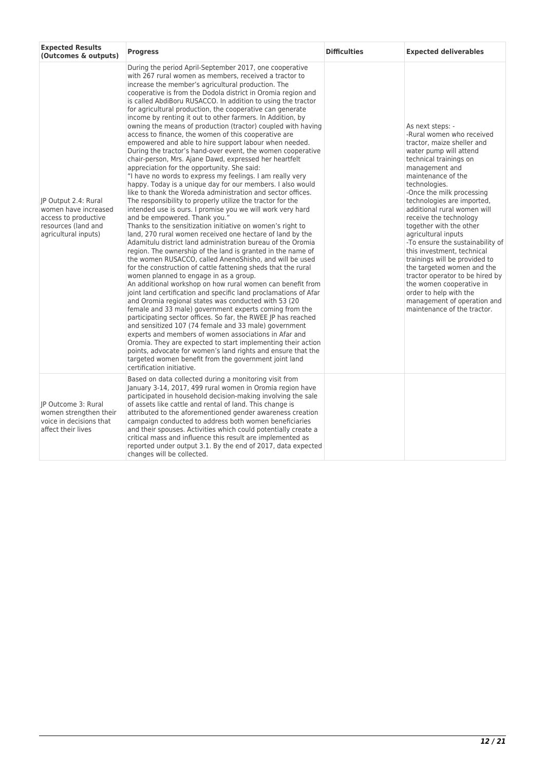| Expected Results (Outcomes & outputs) | Progress | Difficulties | Expected deliverables |
|---|---|---|---|
| JP Output 2.4: Rural women have increased access to productive resources (land and agricultural inputs) | During the period April-September 2017, one cooperative with 267 rural women as members, received a tractor to increase the member's agricultural production. The cooperative is from the Dodola district in Oromia region and is called AbdiBoru RUSACCO. In addition to using the tractor for agricultural production, the cooperative can generate income by renting it out to other farmers. In Addition, by owning the means of production (tractor) coupled with having access to finance, the women of this cooperative are empowered and able to hire support labour when needed. During the tractor's hand-over event, the women cooperative chair-person, Mrs. Ajane Dawd, expressed her heartfelt appreciation for the opportunity. She said: "I have no words to express my feelings. I am really very happy. Today is a unique day for our members. I also would like to thank the Woreda administration and sector offices. The responsibility to properly utilize the tractor for the intended use is ours. I promise you we will work very hard and be empowered. Thank you." Thanks to the sensitization initiative on women's right to land, 270 rural women received one hectare of land by the Adamitulu district land administration bureau of the Oromia region. The ownership of the land is granted in the name of the women RUSACCO, called AnenoShisho, and will be used for the construction of cattle fattening sheds that the rural women planned to engage in as a group. An additional workshop on how rural women can benefit from joint land certification and specific land proclamations of Afar and Oromia regional states was conducted with 53 (20 female and 33 male) government experts coming from the participating sector offices. So far, the RWEE JP has reached and sensitized 107 (74 female and 33 male) government experts and members of women associations in Afar and Oromia. They are expected to start implementing their action points, advocate for women's land rights and ensure that the targeted women benefit from the government joint land certification initiative. | | As next steps: -<br>-Rural women who received tractor, maize sheller and water pump will attend technical trainings on management and maintenance of the technologies.<br>-Once the milk processing technologies are imported, additional rural women will receive the technology together with the other agricultural inputs<br>-To ensure the sustainability of this investment, technical trainings will be provided to the targeted women and the tractor operator to be hired by the women cooperative in order to help with the management of operation and maintenance of the tractor. |
| JP Outcome 3: Rural women strengthen their voice in decisions that affect their lives | Based on data collected during a monitoring visit from January 3-14, 2017, 499 rural women in Oromia region have participated in household decision-making involving the sale of assets like cattle and rental of land. This change is attributed to the aforementioned gender awareness creation campaign conducted to address both women beneficiaries and their spouses. Activities which could potentially create a critical mass and influence this result are implemented as reported under output 3.1. By the end of 2017, data expected changes will be collected. | | |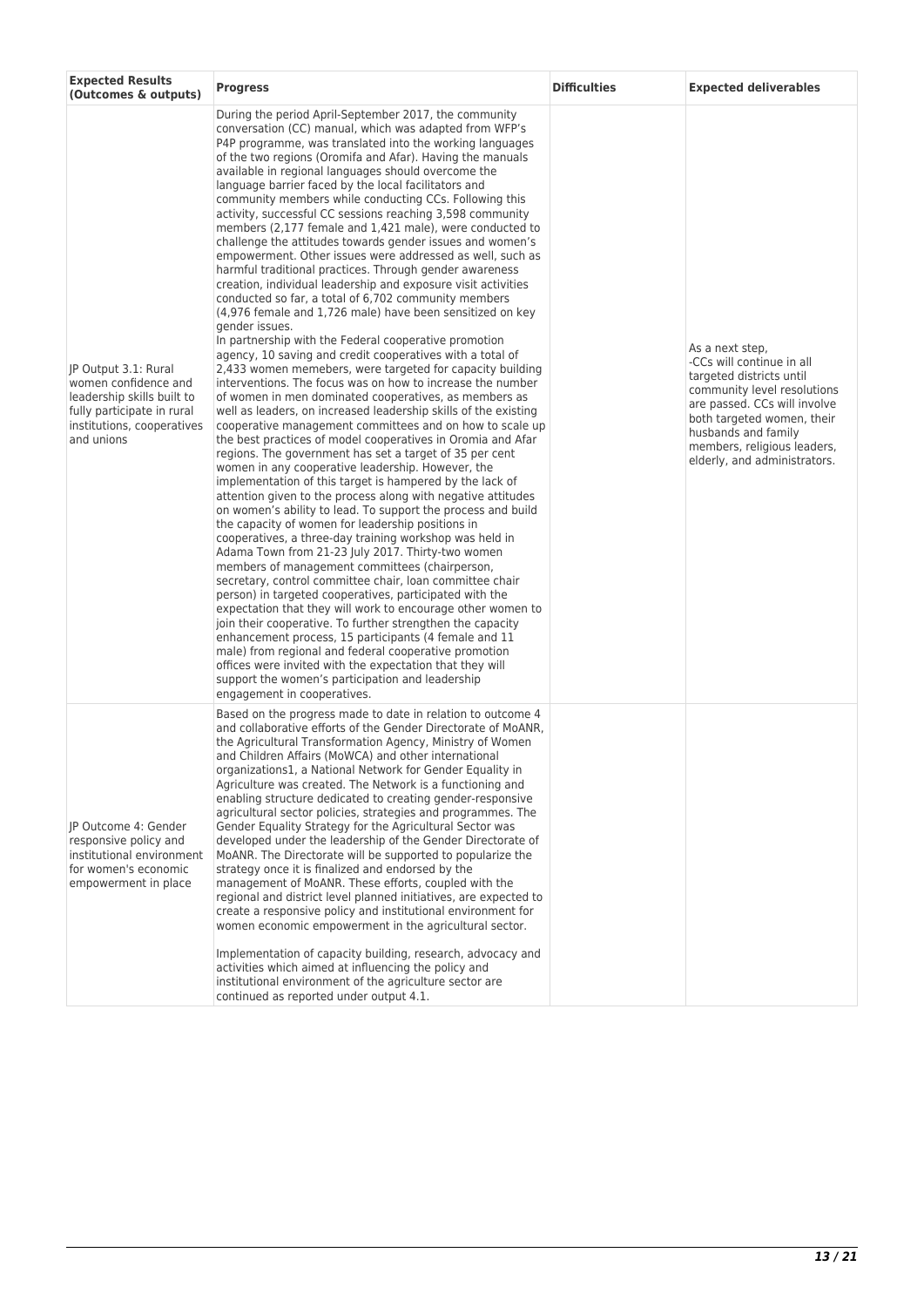| Expected Results (Outcomes & outputs) | Progress | Difficulties | Expected deliverables |
|---|---|---|---|
| JP Output 3.1: Rural women confidence and leadership skills built to fully participate in rural institutions, cooperatives and unions | During the period April-September 2017, the community conversation (CC) manual, which was adapted from WFP's P4P programme, was translated into the working languages of the two regions (Oromifa and Afar). Having the manuals available in regional languages should overcome the language barrier faced by the local facilitators and community members while conducting CCs. Following this activity, successful CC sessions reaching 3,598 community members (2,177 female and 1,421 male), were conducted to challenge the attitudes towards gender issues and women's empowerment. Other issues were addressed as well, such as harmful traditional practices. Through gender awareness creation, individual leadership and exposure visit activities conducted so far, a total of 6,702 community members (4,976 female and 1,726 male) have been sensitized on key gender issues.<br>In partnership with the Federal cooperative promotion agency, 10 saving and credit cooperatives with a total of 2,433 women memebers, were targeted for capacity building interventions. The focus was on how to increase the number of women in men dominated cooperatives, as members as well as leaders, on increased leadership skills of the existing cooperative management committees and on how to scale up the best practices of model cooperatives in Oromia and Afar regions. The government has set a target of 35 per cent women in any cooperative leadership. However, the implementation of this target is hampered by the lack of attention given to the process along with negative attitudes on women's ability to lead. To support the process and build the capacity of women for leadership positions in cooperatives, a three-day training workshop was held in Adama Town from 21-23 July 2017. Thirty-two women members of management committees (chairperson, secretary, control committee chair, loan committee chair person) in targeted cooperatives, participated with the expectation that they will work to encourage other women to join their cooperative. To further strengthen the capacity enhancement process, 15 participants (4 female and 11 male) from regional and federal cooperative promotion offices were invited with the expectation that they will support the women's participation and leadership engagement in cooperatives. | | As a next step,<br>-CCs will continue in all targeted districts until community level resolutions are passed. CCs will involve both targeted women, their husbands and family members, religious leaders, elderly, and administrators. |
| JP Outcome 4: Gender responsive policy and institutional environment for women's economic empowerment in place | Based on the progress made to date in relation to outcome 4 and collaborative efforts of the Gender Directorate of MoANR, the Agricultural Transformation Agency, Ministry of Women and Children Affairs (MoWCA) and other international organizations1, a National Network for Gender Equality in Agriculture was created. The Network is a functioning and enabling structure dedicated to creating gender-responsive agricultural sector policies, strategies and programmes. The Gender Equality Strategy for the Agricultural Sector was developed under the leadership of the Gender Directorate of MoANR. The Directorate will be supported to popularize the strategy once it is finalized and endorsed by the management of MoANR. These efforts, coupled with the regional and district level planned initiatives, are expected to create a responsive policy and institutional environment for women economic empowerment in the agricultural sector.<br><br>Implementation of capacity building, research, advocacy and activities which aimed at influencing the policy and institutional environment of the agriculture sector are continued as reported under output 4.1. | | |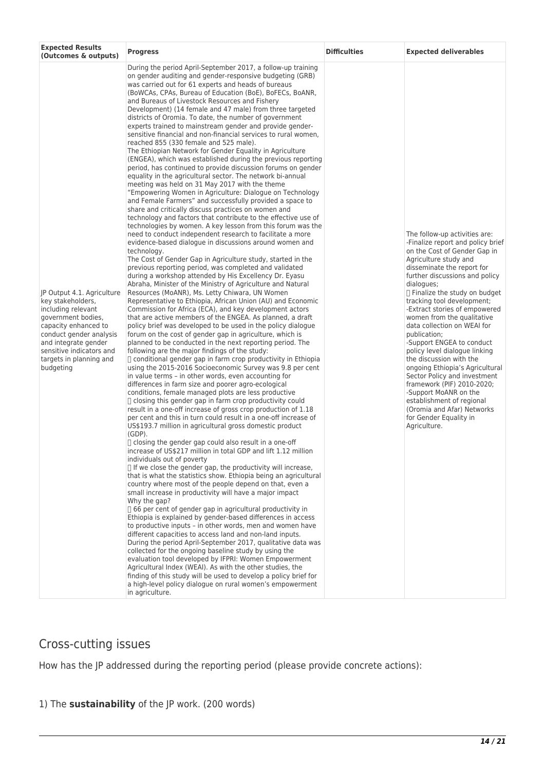| Expected Results (Outcomes & outputs) | Progress | Difficulties | Expected deliverables |
|---|---|---|---|
| JP Output 4.1. Agriculture key stakeholders, including relevant government bodies, capacity enhanced to conduct gender analysis and integrate gender sensitive indicators and targets in planning and budgeting | During the period April-September 2017, a follow-up training on gender auditing and gender-responsive budgeting (GRB) was carried out for 61 experts and heads of bureaus (BoWCAs, CPAs, Bureau of Education (BoE), BoFECs, BoANR, and Bureaus of Livestock Resources and Fishery Development) (14 female and 47 male) from three targeted districts of Oromia. To date, the number of government experts trained to mainstream gender and provide gender-sensitive financial and non-financial services to rural women, reached 855 (330 female and 525 male).<br>The Ethiopian Network for Gender Equality in Agriculture (ENGEA), which was established during the previous reporting period, has continued to provide discussion forums on gender equality in the agricultural sector. The network bi-annual meeting was held on 31 May 2017 with the theme "Empowering Women in Agriculture: Dialogue on Technology and Female Farmers" and successfully provided a space to share and critically discuss practices on women and technology and factors that contribute to the effective use of technologies by women. A key lesson from this forum was the need to conduct independent research to facilitate a more evidence-based dialogue in discussions around women and technology.<br>The Cost of Gender Gap in Agriculture study, started in the previous reporting period, was completed and validated during a workshop attended by His Excellency Dr. Eyasu Abraha, Minister of the Ministry of Agriculture and Natural Resources (MoANR), Ms. Letty Chiwara, UN Women Representative to Ethiopia, African Union (AU) and Economic Commission for Africa (ECA), and key development actors that are active members of the ENGEA. As planned, a draft policy brief was developed to be used in the policy dialogue forum on the cost of gender gap in agriculture, which is planned to be conducted in the next reporting period. The following are the major findings of the study:<br> conditional gender gap in farm crop productivity in Ethiopia using the 2015-2016 Socioeconomic Survey was 9.8 per cent in value terms – in other words, even accounting for differences in farm size and poorer agro-ecological conditions, female managed plots are less productive<br> closing this gender gap in farm crop productivity could result in a one-off increase of gross crop production of 1.18 per cent and this in turn could result in a one-off increase of US$193.7 million in agricultural gross domestic product (GDP).<br> closing the gender gap could also result in a one-off increase of US$217 million in total GDP and lift 1.12 million individuals out of poverty<br> If we close the gender gap, the productivity will increase, that is what the statistics show. Ethiopia being an agricultural country where most of the people depend on that, even a small increase in productivity will have a major impact<br>Why the gap?<br> 66 per cent of gender gap in agricultural productivity in Ethiopia is explained by gender-based differences in access to productive inputs – in other words, men and women have different capacities to access land and non-land inputs.<br>During the period April-September 2017, qualitative data was collected for the ongoing baseline study by using the evaluation tool developed by IFPRI: Women Empowerment Agricultural Index (WEAI). As with the other studies, the finding of this study will be used to develop a policy brief for a high-level policy dialogue on rural women's empowerment in agriculture. | | The follow-up activities are:<br>-Finalize report and policy brief on the Cost of Gender Gap in Agriculture study and disseminate the report for further discussions and policy dialogues;<br> Finalize the study on budget tracking tool development;<br>-Extract stories of empowered women from the qualitative data collection on WEAI for publication;<br>-Support ENGEA to conduct policy level dialogue linking the discussion with the ongoing Ethiopia's Agricultural Sector Policy and investment framework (PIF) 2010-2020;<br>-Support MoANR on the establishment of regional (Oromia and Afar) Networks for Gender Equality in Agriculture. |

# Cross-cutting issues

How has the JP addressed during the reporting period (please provide concrete actions):

1) The **sustainability** of the JP work. (200 words)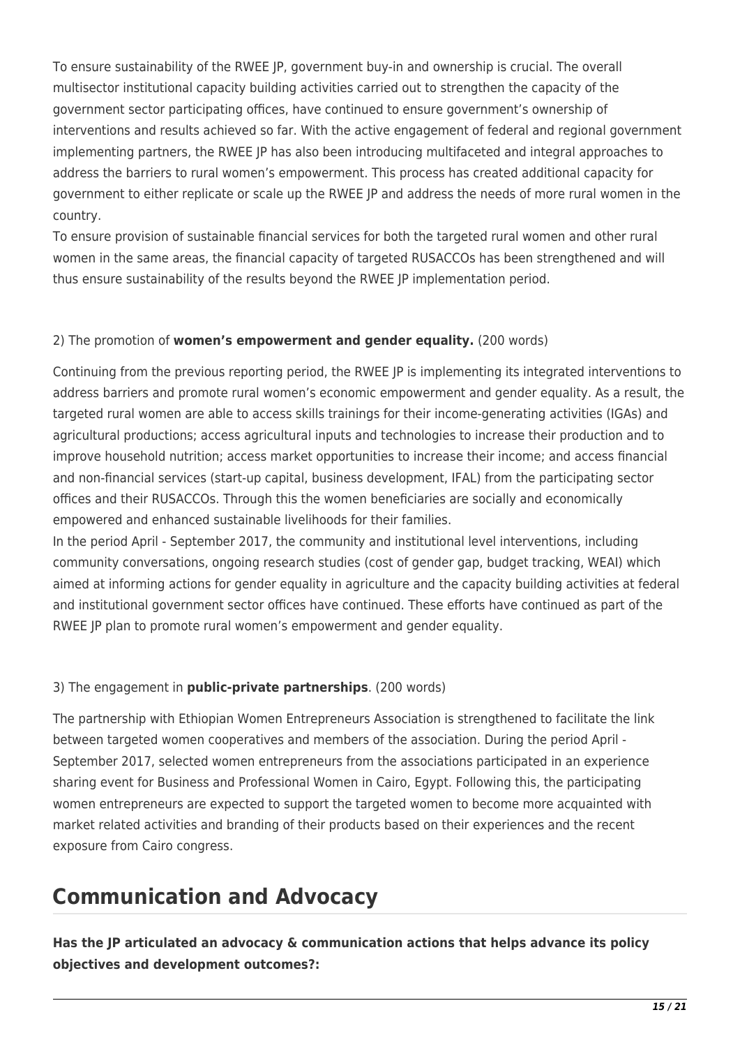To ensure sustainability of the RWEE JP, government buy-in and ownership is crucial. The overall multisector institutional capacity building activities carried out to strengthen the capacity of the government sector participating offices, have continued to ensure government's ownership of interventions and results achieved so far. With the active engagement of federal and regional government implementing partners, the RWEE JP has also been introducing multifaceted and integral approaches to address the barriers to rural women's empowerment. This process has created additional capacity for government to either replicate or scale up the RWEE JP and address the needs of more rural women in the country.
To ensure provision of sustainable financial services for both the targeted rural women and other rural women in the same areas, the financial capacity of targeted RUSACCOs has been strengthened and will thus ensure sustainability of the results beyond the RWEE JP implementation period.

2) The promotion of **women's empowerment and gender equality.** (200 words)

Continuing from the previous reporting period, the RWEE JP is implementing its integrated interventions to address barriers and promote rural women's economic empowerment and gender equality. As a result, the targeted rural women are able to access skills trainings for their income-generating activities (IGAs) and agricultural productions; access agricultural inputs and technologies to increase their production and to improve household nutrition; access market opportunities to increase their income; and access financial and non-financial services (start-up capital, business development, IFAL) from the participating sector offices and their RUSACCOs. Through this the women beneficiaries are socially and economically empowered and enhanced sustainable livelihoods for their families.
In the period April - September 2017, the community and institutional level interventions, including community conversations, ongoing research studies (cost of gender gap, budget tracking, WEAI) which aimed at informing actions for gender equality in agriculture and the capacity building activities at federal and institutional government sector offices have continued. These efforts have continued as part of the RWEE JP plan to promote rural women's empowerment and gender equality.

3) The engagement in **public-private partnerships**. (200 words)

The partnership with Ethiopian Women Entrepreneurs Association is strengthened to facilitate the link between targeted women cooperatives and members of the association. During the period April - September 2017, selected women entrepreneurs from the associations participated in an experience sharing event for Business and Professional Women in Cairo, Egypt. Following this, the participating women entrepreneurs are expected to support the targeted women to become more acquainted with market related activities and branding of their products based on their experiences and the recent exposure from Cairo congress.

# Communication and Advocacy

**Has the JP articulated an advocacy & communication actions that helps advance its policy objectives and development outcomes?:**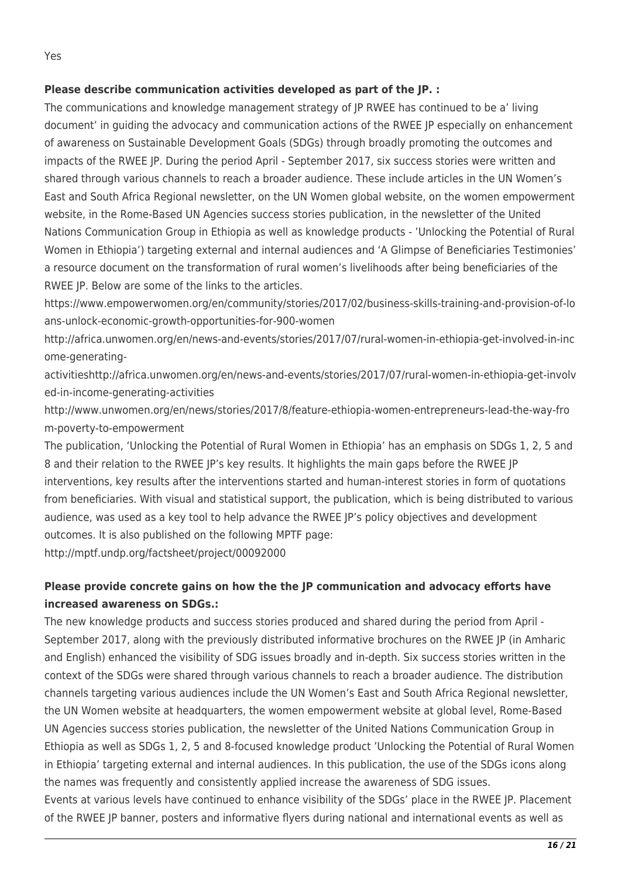Yes

**Please describe communication activities developed as part of the JP. :**

The communications and knowledge management strategy of JP RWEE has continued to be a' living document' in guiding the advocacy and communication actions of the RWEE JP especially on enhancement of awareness on Sustainable Development Goals (SDGs) through broadly promoting the outcomes and impacts of the RWEE JP. During the period April - September 2017, six success stories were written and shared through various channels to reach a broader audience. These include articles in the UN Women's East and South Africa Regional newsletter, on the UN Women global website, on the women empowerment website, in the Rome-Based UN Agencies success stories publication, in the newsletter of the United Nations Communication Group in Ethiopia as well as knowledge products - 'Unlocking the Potential of Rural Women in Ethiopia') targeting external and internal audiences and 'A Glimpse of Beneficiaries Testimonies' a resource document on the transformation of rural women's livelihoods after being beneficiaries of the RWEE JP. Below are some of the links to the articles.

https://www.empowerwomen.org/en/community/stories/2017/02/business-skills-training-and-provision-of-loans-unlock-economic-growth-opportunities-for-900-women

http://africa.unwomen.org/en/news-and-events/stories/2017/07/rural-women-in-ethiopia-get-involved-in-income-generating-activitieshttp://africa.unwomen.org/en/news-and-events/stories/2017/07/rural-women-in-ethiopia-get-involved-in-income-generating-activities

http://www.unwomen.org/en/news/stories/2017/8/feature-ethiopia-women-entrepreneurs-lead-the-way-from-poverty-to-empowerment

The publication, 'Unlocking the Potential of Rural Women in Ethiopia' has an emphasis on SDGs 1, 2, 5 and 8 and their relation to the RWEE JP's key results. It highlights the main gaps before the RWEE JP interventions, key results after the interventions started and human-interest stories in form of quotations from beneficiaries. With visual and statistical support, the publication, which is being distributed to various audience, was used as a key tool to help advance the RWEE JP's policy objectives and development outcomes. It is also published on the following MPTF page:

http://mptf.undp.org/factsheet/project/00092000

**Please provide concrete gains on how the the JP communication and advocacy efforts have increased awareness on SDGs.:**

The new knowledge products and success stories produced and shared during the period from April - September 2017, along with the previously distributed informative brochures on the RWEE JP (in Amharic and English) enhanced the visibility of SDG issues broadly and in-depth. Six success stories written in the context of the SDGs were shared through various channels to reach a broader audience. The distribution channels targeting various audiences include the UN Women's East and South Africa Regional newsletter, the UN Women website at headquarters, the women empowerment website at global level, Rome-Based UN Agencies success stories publication, the newsletter of the United Nations Communication Group in Ethiopia as well as SDGs 1, 2, 5 and 8-focused knowledge product 'Unlocking the Potential of Rural Women in Ethiopia' targeting external and internal audiences. In this publication, the use of the SDGs icons along the names was frequently and consistently applied increase the awareness of SDG issues.

Events at various levels have continued to enhance visibility of the SDGs' place in the RWEE JP. Placement of the RWEE JP banner, posters and informative flyers during national and international events as well as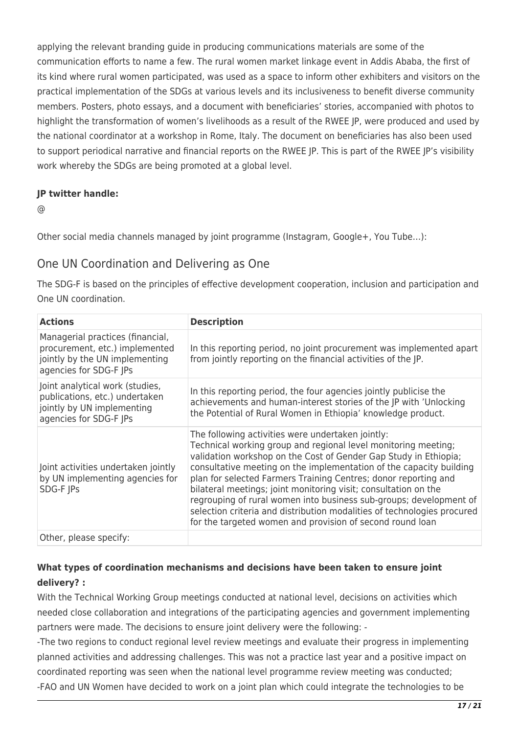applying the relevant branding guide in producing communications materials are some of the communication efforts to name a few. The rural women market linkage event in Addis Ababa, the first of its kind where rural women participated, was used as a space to inform other exhibiters and visitors on the practical implementation of the SDGs at various levels and its inclusiveness to benefit diverse community members. Posters, photo essays, and a document with beneficiaries' stories, accompanied with photos to highlight the transformation of women's livelihoods as a result of the RWEE JP, were produced and used by the national coordinator at a workshop in Rome, Italy. The document on beneficiaries has also been used to support periodical narrative and financial reports on the RWEE JP. This is part of the RWEE JP's visibility work whereby the SDGs are being promoted at a global level.

**JP twitter handle:**

@

Other social media channels managed by joint programme (Instagram, Google+, You Tube…):

## One UN Coordination and Delivering as One

The SDG-F is based on the principles of effective development cooperation, inclusion and participation and One UN coordination.

| **Actions** | **Description** |
| --- | --- |
| Managerial practices (financial, procurement, etc.) implemented jointly by the UN implementing agencies for SDG-F JPs | In this reporting period, no joint procurement was implemented apart from jointly reporting on the financial activities of the JP. |
| Joint analytical work (studies, publications, etc.) undertaken jointly by UN implementing agencies for SDG-F JPs | In this reporting period, the four agencies jointly publicise the achievements and human-interest stories of the JP with 'Unlocking the Potential of Rural Women in Ethiopia' knowledge product. |
| Joint activities undertaken jointly by UN implementing agencies for SDG-F JPs | The following activities were undertaken jointly: Technical working group and regional level monitoring meeting; validation workshop on the Cost of Gender Gap Study in Ethiopia; consultative meeting on the implementation of the capacity building plan for selected Farmers Training Centres; donor reporting and bilateral meetings; joint monitoring visit; consultation on the regrouping of rural women into business sub-groups; development of selection criteria and distribution modalities of technologies procured for the targeted women and provision of second round loan |
| Other, please specify: | |

**What types of coordination mechanisms and decisions have been taken to ensure joint delivery? :**

With the Technical Working Group meetings conducted at national level, decisions on activities which needed close collaboration and integrations of the participating agencies and government implementing partners were made. The decisions to ensure joint delivery were the following: -

-The two regions to conduct regional level review meetings and evaluate their progress in implementing planned activities and addressing challenges. This was not a practice last year and a positive impact on coordinated reporting was seen when the national level programme review meeting was conducted;

-FAO and UN Women have decided to work on a joint plan which could integrate the technologies to be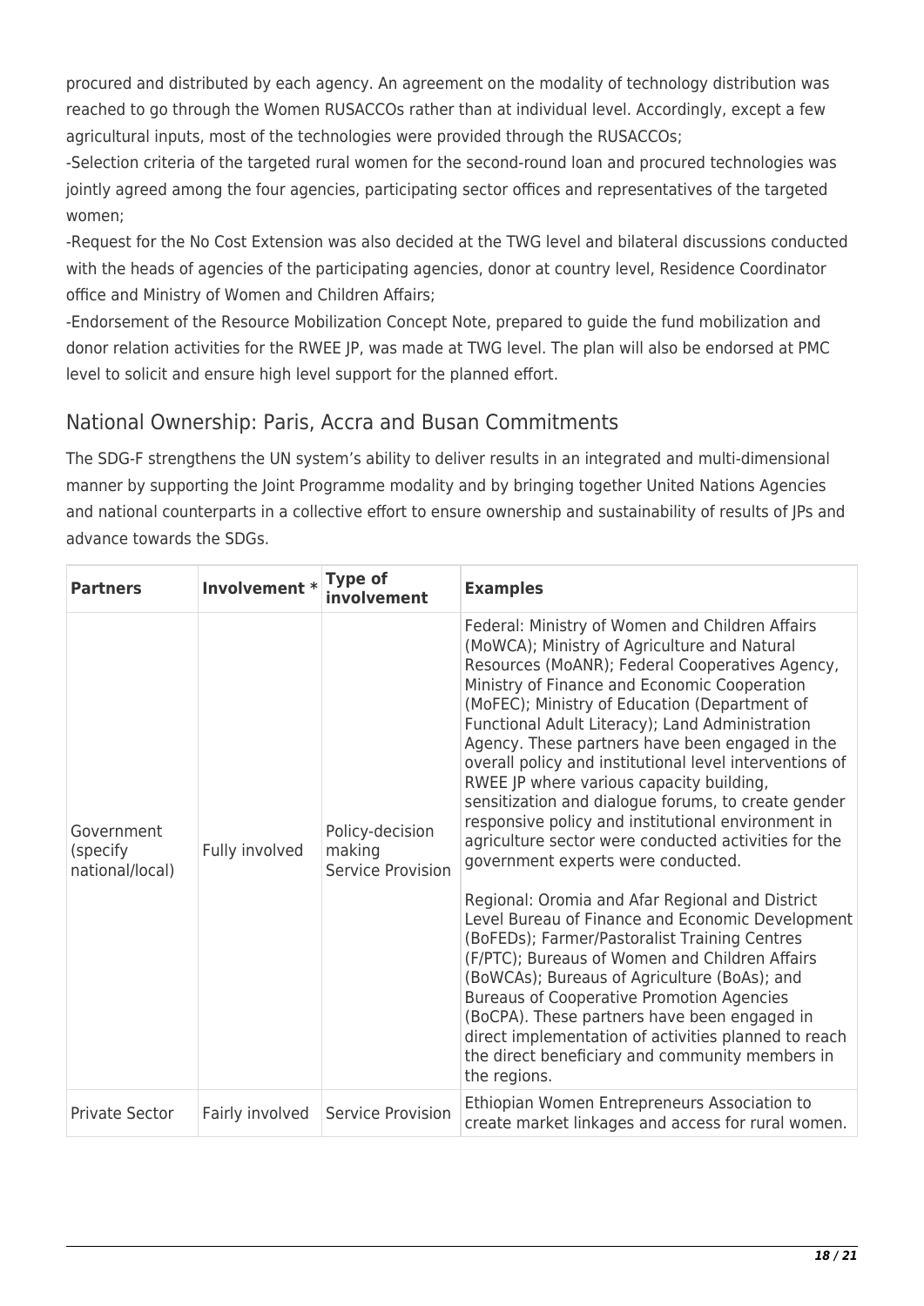procured and distributed by each agency. An agreement on the modality of technology distribution was reached to go through the Women RUSACCOs rather than at individual level. Accordingly, except a few agricultural inputs, most of the technologies were provided through the RUSACCOs;

-Selection criteria of the targeted rural women for the second-round loan and procured technologies was jointly agreed among the four agencies, participating sector offices and representatives of the targeted women;

-Request for the No Cost Extension was also decided at the TWG level and bilateral discussions conducted with the heads of agencies of the participating agencies, donor at country level, Residence Coordinator office and Ministry of Women and Children Affairs;

-Endorsement of the Resource Mobilization Concept Note, prepared to guide the fund mobilization and donor relation activities for the RWEE JP, was made at TWG level. The plan will also be endorsed at PMC level to solicit and ensure high level support for the planned effort.

## National Ownership: Paris, Accra and Busan Commitments

The SDG-F strengthens the UN system's ability to deliver results in an integrated and multi-dimensional manner by supporting the Joint Programme modality and by bringing together United Nations Agencies and national counterparts in a collective effort to ensure ownership and sustainability of results of JPs and advance towards the SDGs.

| **Partners** | **Involvement \*** | **Type of involvement** | **Examples** |
|---|---|---|---|
| Government (specify national/local) | Fully involved | Policy-decision making<br>Service Provision | Federal: Ministry of Women and Children Affairs (MoWCA); Ministry of Agriculture and Natural Resources (MoANR); Federal Cooperatives Agency, Ministry of Finance and Economic Cooperation (MoFEC); Ministry of Education (Department of Functional Adult Literacy); Land Administration Agency. These partners have been engaged in the overall policy and institutional level interventions of RWEE JP where various capacity building, sensitization and dialogue forums, to create gender responsive policy and institutional environment in agriculture sector were conducted activities for the government experts were conducted.<br><br>Regional: Oromia and Afar Regional and District Level Bureau of Finance and Economic Development (BoFEDs); Farmer/Pastoralist Training Centres (F/PTC); Bureaus of Women and Children Affairs (BoWCAs); Bureaus of Agriculture (BoAs); and Bureaus of Cooperative Promotion Agencies (BoCPA). These partners have been engaged in direct implementation of activities planned to reach the direct beneficiary and community members in the regions. |
| Private Sector | Fairly involved | Service Provision | Ethiopian Women Entrepreneurs Association to create market linkages and access for rural women. |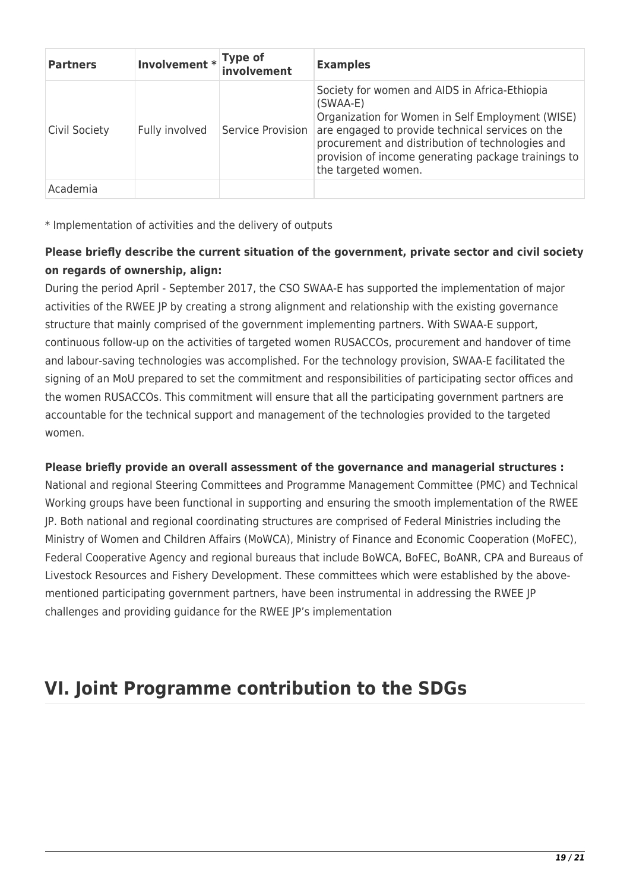| Partners | Involvement * | Type of involvement | Examples |
|---|---|---|---|
| Civil Society | Fully involved | Service Provision | Society for women and AIDS in Africa-Ethiopia (SWAA-E) Organization for Women in Self Employment (WISE) are engaged to provide technical services on the procurement and distribution of technologies and provision of income generating package trainings to the targeted women. |
| Academia | | | |

* Implementation of activities and the delivery of outputs

**Please briefly describe the current situation of the government, private sector and civil society on regards of ownership, align:**

During the period April - September 2017, the CSO SWAA-E has supported the implementation of major activities of the RWEE JP by creating a strong alignment and relationship with the existing governance structure that mainly comprised of the government implementing partners. With SWAA-E support, continuous follow-up on the activities of targeted women RUSACCOs, procurement and handover of time and labour-saving technologies was accomplished. For the technology provision, SWAA-E facilitated the signing of an MoU prepared to set the commitment and responsibilities of participating sector offices and the women RUSACCOs. This commitment will ensure that all the participating government partners are accountable for the technical support and management of the technologies provided to the targeted women.

**Please briefly provide an overall assessment of the governance and managerial structures :**

National and regional Steering Committees and Programme Management Committee (PMC) and Technical Working groups have been functional in supporting and ensuring the smooth implementation of the RWEE JP. Both national and regional coordinating structures are comprised of Federal Ministries including the Ministry of Women and Children Affairs (MoWCA), Ministry of Finance and Economic Cooperation (MoFEC), Federal Cooperative Agency and regional bureaus that include BoWCA, BoFEC, BoANR, CPA and Bureaus of Livestock Resources and Fishery Development. These committees which were established by the above-mentioned participating government partners, have been instrumental in addressing the RWEE JP challenges and providing guidance for the RWEE JP's implementation

# VI. Joint Programme contribution to the SDGs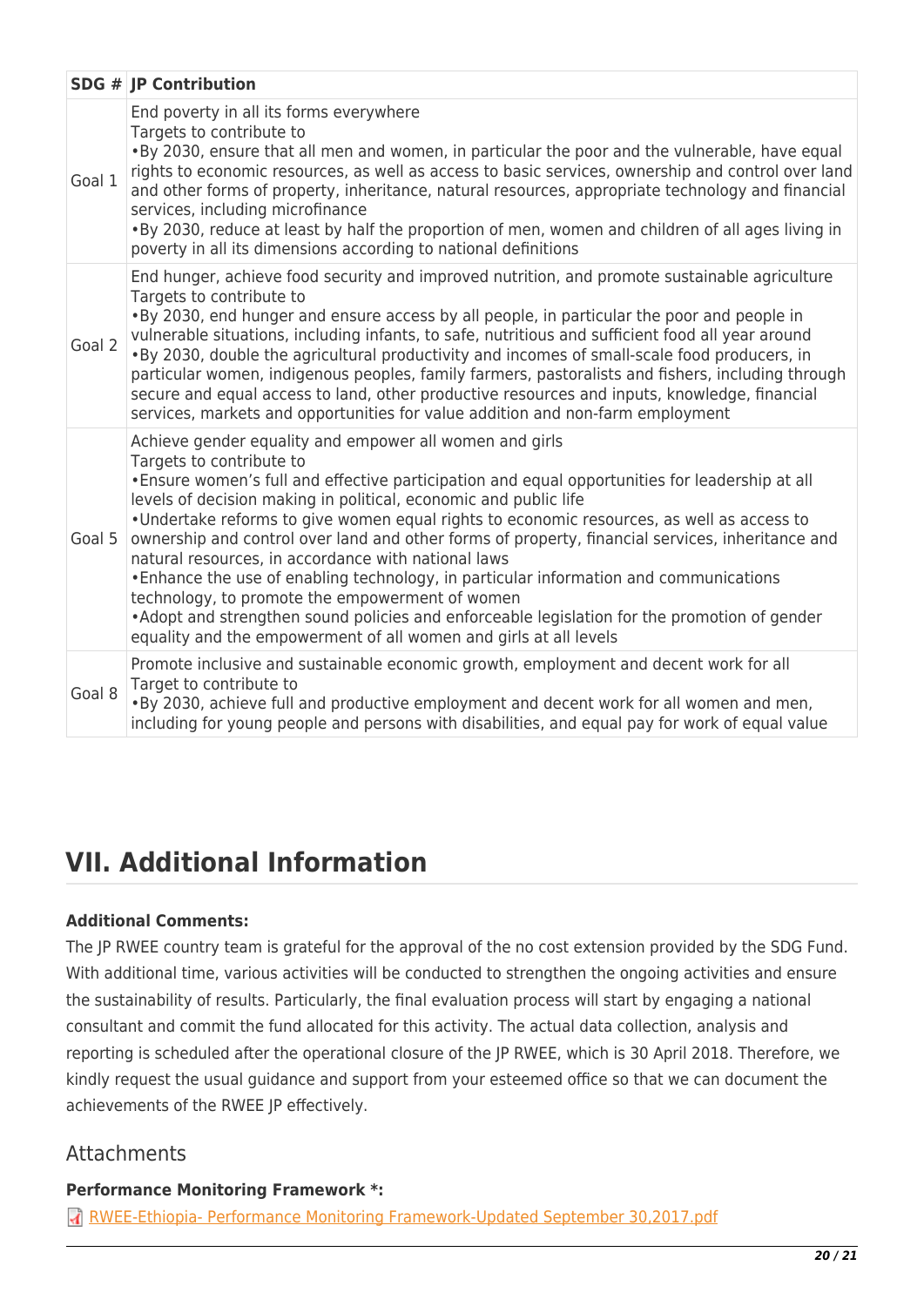| SDG # | JP Contribution |
|---|---|
| Goal 1 | End poverty in all its forms everywhere<br>Targets to contribute to<br>•By 2030, ensure that all men and women, in particular the poor and the vulnerable, have equal rights to economic resources, as well as access to basic services, ownership and control over land and other forms of property, inheritance, natural resources, appropriate technology and financial services, including microfinance<br>•By 2030, reduce at least by half the proportion of men, women and children of all ages living in poverty in all its dimensions according to national definitions |
| Goal 2 | End hunger, achieve food security and improved nutrition, and promote sustainable agriculture<br>Targets to contribute to<br>•By 2030, end hunger and ensure access by all people, in particular the poor and people in vulnerable situations, including infants, to safe, nutritious and sufficient food all year around<br>•By 2030, double the agricultural productivity and incomes of small-scale food producers, in particular women, indigenous peoples, family farmers, pastoralists and fishers, including through secure and equal access to land, other productive resources and inputs, knowledge, financial services, markets and opportunities for value addition and non-farm employment |
| Goal 5 | Achieve gender equality and empower all women and girls<br>Targets to contribute to<br>•Ensure women's full and effective participation and equal opportunities for leadership at all levels of decision making in political, economic and public life<br>•Undertake reforms to give women equal rights to economic resources, as well as access to ownership and control over land and other forms of property, financial services, inheritance and natural resources, in accordance with national laws<br>•Enhance the use of enabling technology, in particular information and communications technology, to promote the empowerment of women<br>•Adopt and strengthen sound policies and enforceable legislation for the promotion of gender equality and the empowerment of all women and girls at all levels |
| Goal 8 | Promote inclusive and sustainable economic growth, employment and decent work for all<br>Target to contribute to<br>•By 2030, achieve full and productive employment and decent work for all women and men, including for young people and persons with disabilities, and equal pay for work of equal value |

# VII. Additional Information

**Additional Comments:**

The JP RWEE country team is grateful for the approval of the no cost extension provided by the SDG Fund. With additional time, various activities will be conducted to strengthen the ongoing activities and ensure the sustainability of results. Particularly, the final evaluation process will start by engaging a national consultant and commit the fund allocated for this activity. The actual data collection, analysis and reporting is scheduled after the operational closure of the JP RWEE, which is 30 April 2018. Therefore, we kindly request the usual guidance and support from your esteemed office so that we can document the achievements of the RWEE JP effectively.

## Attachments

**Performance Monitoring Framework *:**

RWEE-Ethiopia- Performance Monitoring Framework-Updated September 30,2017.pdf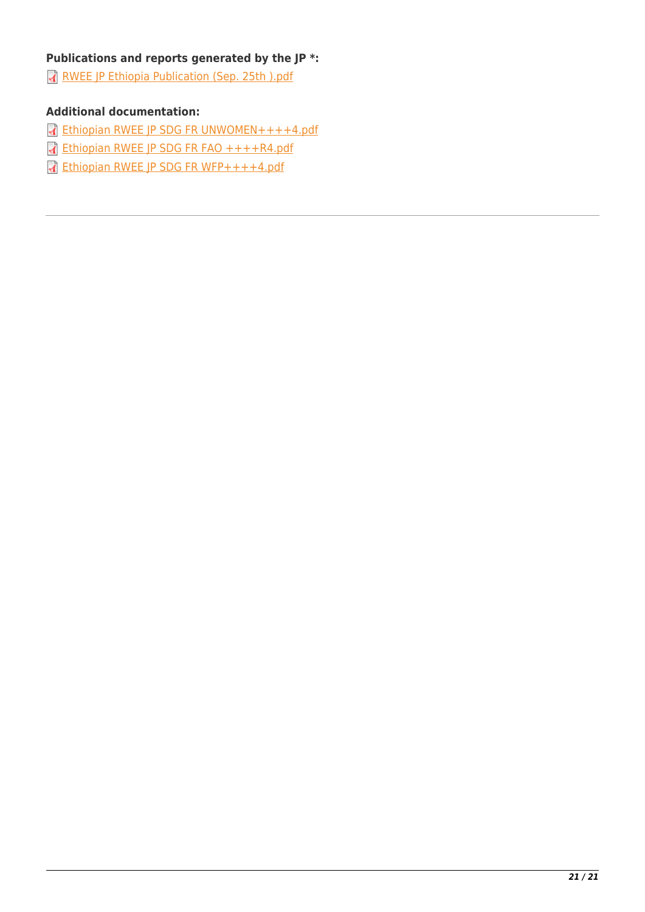**Publications and reports generated by the JP *:**

RWEE JP Ethiopia Publication (Sep. 25th ).pdf

**Additional documentation:**

Ethiopian RWEE JP SDG FR UNWOMEN++++4.pdf

Ethiopian RWEE JP SDG FR FAO ++++R4.pdf

Ethiopian RWEE JP SDG FR WFP++++4.pdf